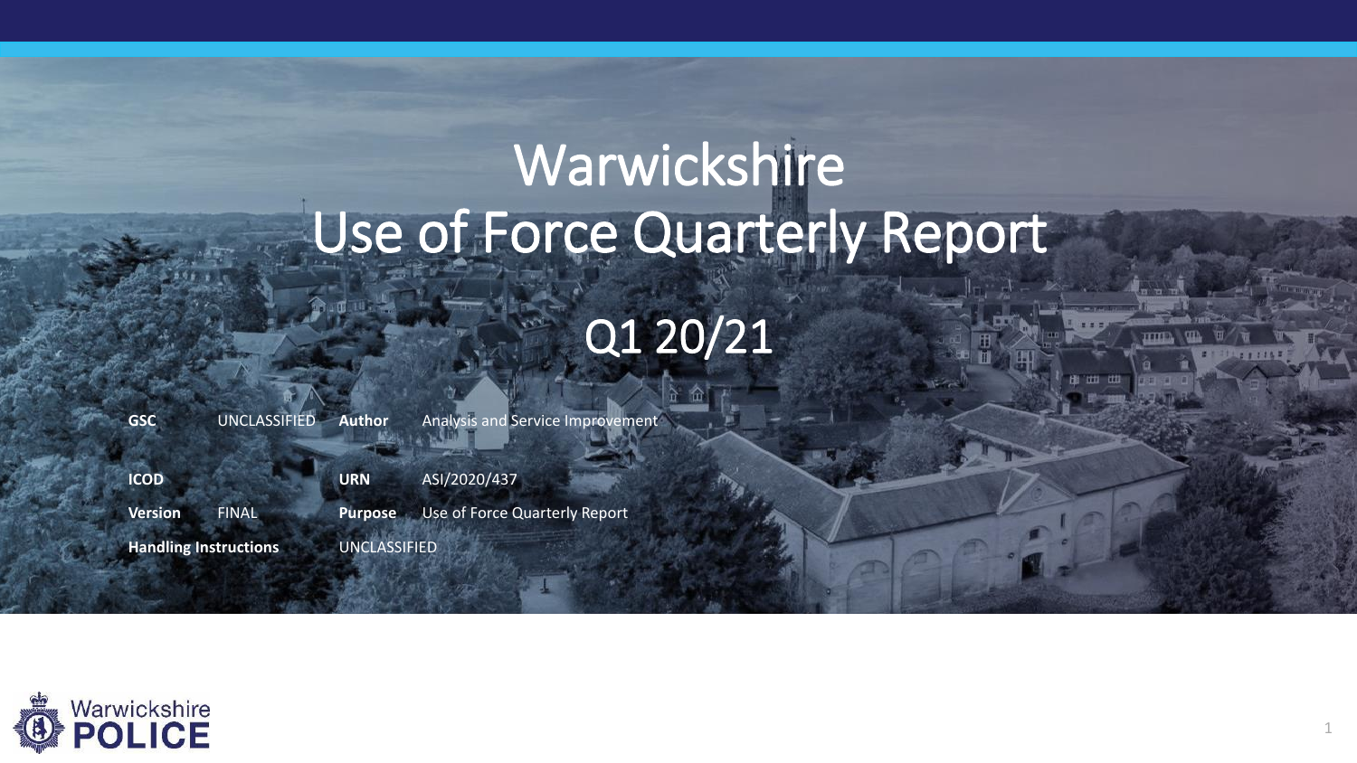# Warwickshire Use of Force Quarterly Report

## Q1 20/21

| | | | |
|---|---|---|---|
| **GSC** | UNCLASSIFIED | **Author** | Analysis and Service Improvement |
| **ICOD** | | **URN** | ASI/2020/437 |
| **Version** | FINAL | **Purpose** | Use of Force Quarterly Report |
| **Handling Instructions** | | UNCLASSIFIED | |

Warwickshire POLICE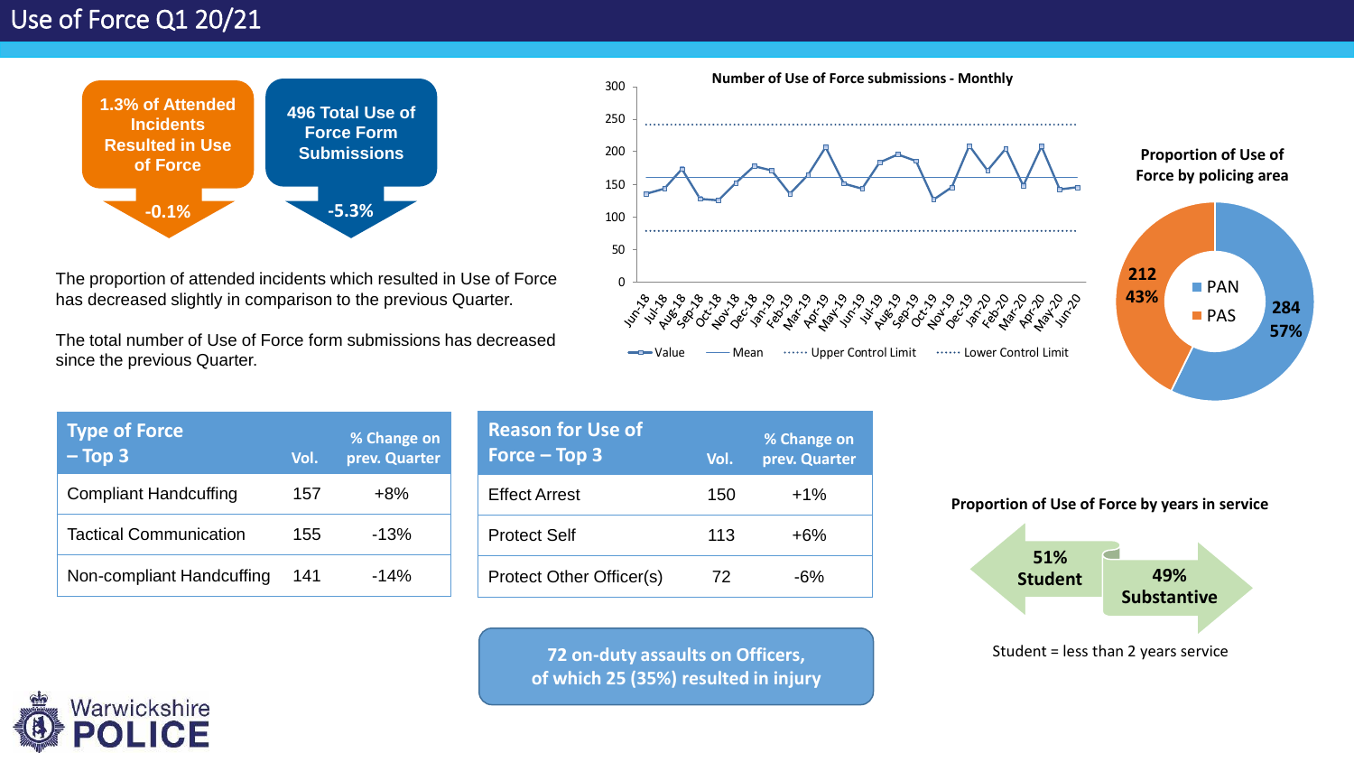# Use of Force Q1 20/21

**1.3% of Attended Incidents Resulted in Use of Force**

**-0.1%**

**496 Total Use of Force Form Submissions**

**-5.3%**

The proportion of attended incidents which resulted in Use of Force has decreased slightly in comparison to the previous Quarter.

The total number of Use of Force form submissions has decreased since the previous Quarter.

**Number of Use of Force submissions - Monthly**

Jun-18, Jul-18, Aug-18, Sep-18, Oct-18, Nov-18, Dec-18, Jan-19, Feb-19, Mar-19, Apr-19, May-19, Jun-19, Jul-19, Aug-19, Sep-19, Oct-19, Nov-19, Dec-19, Jan-20, Feb-20, Mar-20, Apr-20, May-20, Jun-20

Value — Mean — Upper Control Limit — Lower Control Limit

**Proportion of Use of Force by policing area**

- PAN: 284 (57%)
- PAS: 212 (43%)

| Type of Force – Top 3 | Vol. | % Change on prev. Quarter |
|---|---|---|
| Compliant Handcuffing | 157 | +8% |
| Tactical Communication | 155 | -13% |
| Non-compliant Handcuffing | 141 | -14% |

| Reason for Use of Force – Top 3 | Vol. | % Change on prev. Quarter |
|---|---|---|
| Effect Arrest | 150 | +1% |
| Protect Self | 113 | +6% |
| Protect Other Officer(s) | 72 | -6% |

**72 on-duty assaults on Officers, of which 25 (35%) resulted in injury**

**Proportion of Use of Force by years in service**

**51% Student**

**49% Substantive**

Student = less than 2 years service

Warwickshire POLICE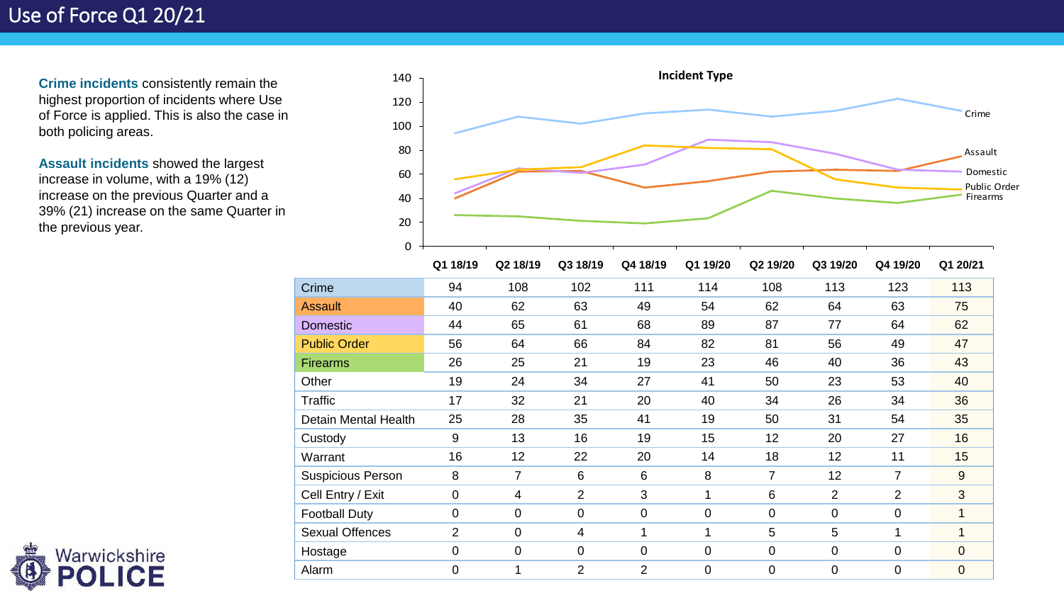# Use of Force Q1 20/21

**Crime incidents** consistently remain the highest proportion of incidents where Use of Force is applied. This is also the case in both policing areas.

**Assault incidents** showed the largest increase in volume, with a 19% (12) increase on the previous Quarter and a 39% (21) increase on the same Quarter in the previous year.

**Incident Type**

| | Q1 18/19 | Q2 18/19 | Q3 18/19 | Q4 18/19 | Q1 19/20 | Q2 19/20 | Q3 19/20 | Q4 19/20 | Q1 20/21 |
|---|---|---|---|---|---|---|---|---|---|
| Crime | 94 | 108 | 102 | 111 | 114 | 108 | 113 | 123 | 113 |
| Assault | 40 | 62 | 63 | 49 | 54 | 62 | 64 | 63 | 75 |
| Domestic | 44 | 65 | 61 | 68 | 89 | 87 | 77 | 64 | 62 |
| Public Order | 56 | 64 | 66 | 84 | 82 | 81 | 56 | 49 | 47 |
| Firearms | 26 | 25 | 21 | 19 | 23 | 46 | 40 | 36 | 43 |
| Other | 19 | 24 | 34 | 27 | 41 | 50 | 23 | 53 | 40 |
| Traffic | 17 | 32 | 21 | 20 | 40 | 34 | 26 | 34 | 36 |
| Detain Mental Health | 25 | 28 | 35 | 41 | 19 | 50 | 31 | 54 | 35 |
| Custody | 9 | 13 | 16 | 19 | 15 | 12 | 20 | 27 | 16 |
| Warrant | 16 | 12 | 22 | 20 | 14 | 18 | 12 | 11 | 15 |
| Suspicious Person | 8 | 7 | 6 | 6 | 8 | 7 | 12 | 7 | 9 |
| Cell Entry / Exit | 0 | 4 | 2 | 3 | 1 | 6 | 2 | 2 | 3 |
| Football Duty | 0 | 0 | 0 | 0 | 0 | 0 | 0 | 0 | 1 |
| Sexual Offences | 2 | 0 | 4 | 1 | 1 | 5 | 5 | 1 | 1 |
| Hostage | 0 | 0 | 0 | 0 | 0 | 0 | 0 | 0 | 0 |
| Alarm | 0 | 1 | 2 | 2 | 0 | 0 | 0 | 0 | 0 |

Warwickshire POLICE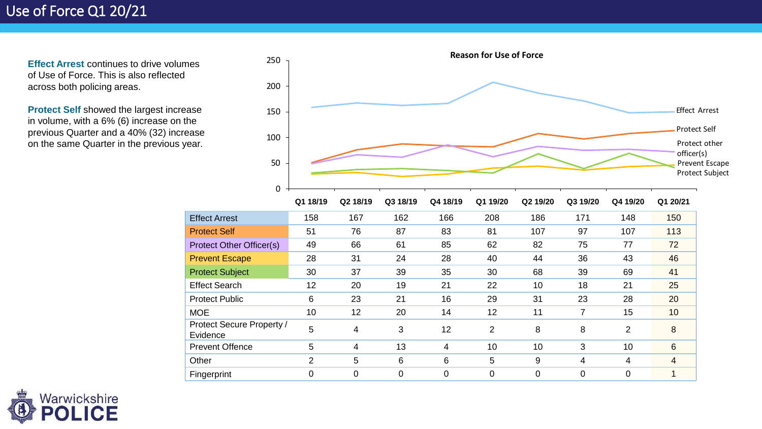# Use of Force Q1 20/21

**Effect Arrest** continues to drive volumes of Use of Force. This is also reflected across both policing areas.

**Protect Self** showed the largest increase in volume, with a 6% (6) increase on the previous Quarter and a 40% (32) increase on the same Quarter in the previous year.

**Reason for Use of Force**

| | Q1 18/19 | Q2 18/19 | Q3 18/19 | Q4 18/19 | Q1 19/20 | Q2 19/20 | Q3 19/20 | Q4 19/20 | Q1 20/21 |
|---|---|---|---|---|---|---|---|---|---|
| Effect Arrest | 158 | 167 | 162 | 166 | 208 | 186 | 171 | 148 | 150 |
| Protect Self | 51 | 76 | 87 | 83 | 81 | 107 | 97 | 107 | 113 |
| Protect Other Officer(s) | 49 | 66 | 61 | 85 | 62 | 82 | 75 | 77 | 72 |
| Prevent Escape | 28 | 31 | 24 | 28 | 40 | 44 | 36 | 43 | 46 |
| Protect Subject | 30 | 37 | 39 | 35 | 30 | 68 | 39 | 69 | 41 |
| Effect Search | 12 | 20 | 19 | 21 | 22 | 10 | 18 | 21 | 25 |
| Protect Public | 6 | 23 | 21 | 16 | 29 | 31 | 23 | 28 | 20 |
| MOE | 10 | 12 | 20 | 14 | 12 | 11 | 7 | 15 | 10 |
| Protect Secure Property / Evidence | 5 | 4 | 3 | 12 | 2 | 8 | 8 | 2 | 8 |
| Prevent Offence | 5 | 4 | 13 | 4 | 10 | 10 | 3 | 10 | 6 |
| Other | 2 | 5 | 6 | 6 | 5 | 9 | 4 | 4 | 4 |
| Fingerprint | 0 | 0 | 0 | 0 | 0 | 0 | 0 | 0 | 1 |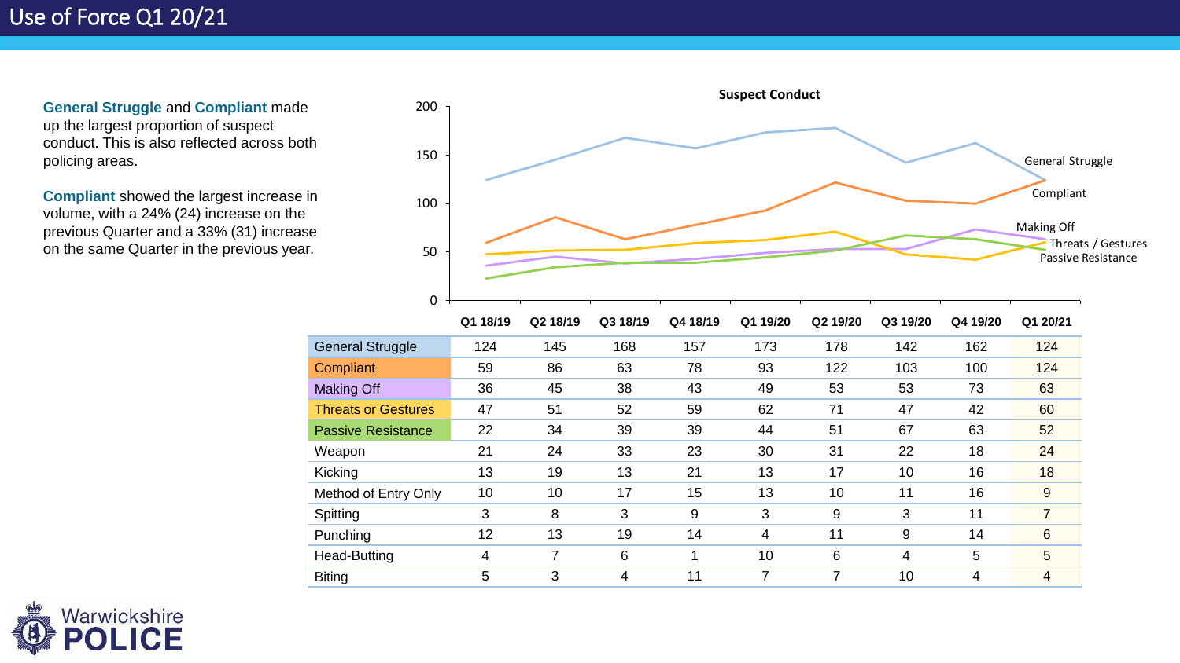# Use of Force Q1 20/21

**General Struggle** and **Compliant** made up the largest proportion of suspect conduct. This is also reflected across both policing areas.

**Compliant** showed the largest increase in volume, with a 24% (24) increase on the previous Quarter and a 33% (31) increase on the same Quarter in the previous year.

**Suspect Conduct**

| | Q1 18/19 | Q2 18/19 | Q3 18/19 | Q4 18/19 | Q1 19/20 | Q2 19/20 | Q3 19/20 | Q4 19/20 | Q1 20/21 |
|---|---|---|---|---|---|---|---|---|---|
| General Struggle | 124 | 145 | 168 | 157 | 173 | 178 | 142 | 162 | 124 |
| Compliant | 59 | 86 | 63 | 78 | 93 | 122 | 103 | 100 | 124 |
| Making Off | 36 | 45 | 38 | 43 | 49 | 53 | 53 | 73 | 63 |
| Threats or Gestures | 47 | 51 | 52 | 59 | 62 | 71 | 47 | 42 | 60 |
| Passive Resistance | 22 | 34 | 39 | 39 | 44 | 51 | 67 | 63 | 52 |
| Weapon | 21 | 24 | 33 | 23 | 30 | 31 | 22 | 18 | 24 |
| Kicking | 13 | 19 | 13 | 21 | 13 | 17 | 10 | 16 | 18 |
| Method of Entry Only | 10 | 10 | 17 | 15 | 13 | 10 | 11 | 16 | 9 |
| Spitting | 3 | 8 | 3 | 9 | 3 | 9 | 3 | 11 | 7 |
| Punching | 12 | 13 | 19 | 14 | 4 | 11 | 9 | 14 | 6 |
| Head-Butting | 4 | 7 | 6 | 1 | 10 | 6 | 4 | 5 | 5 |
| Biting | 5 | 3 | 4 | 11 | 7 | 7 | 10 | 4 | 4 |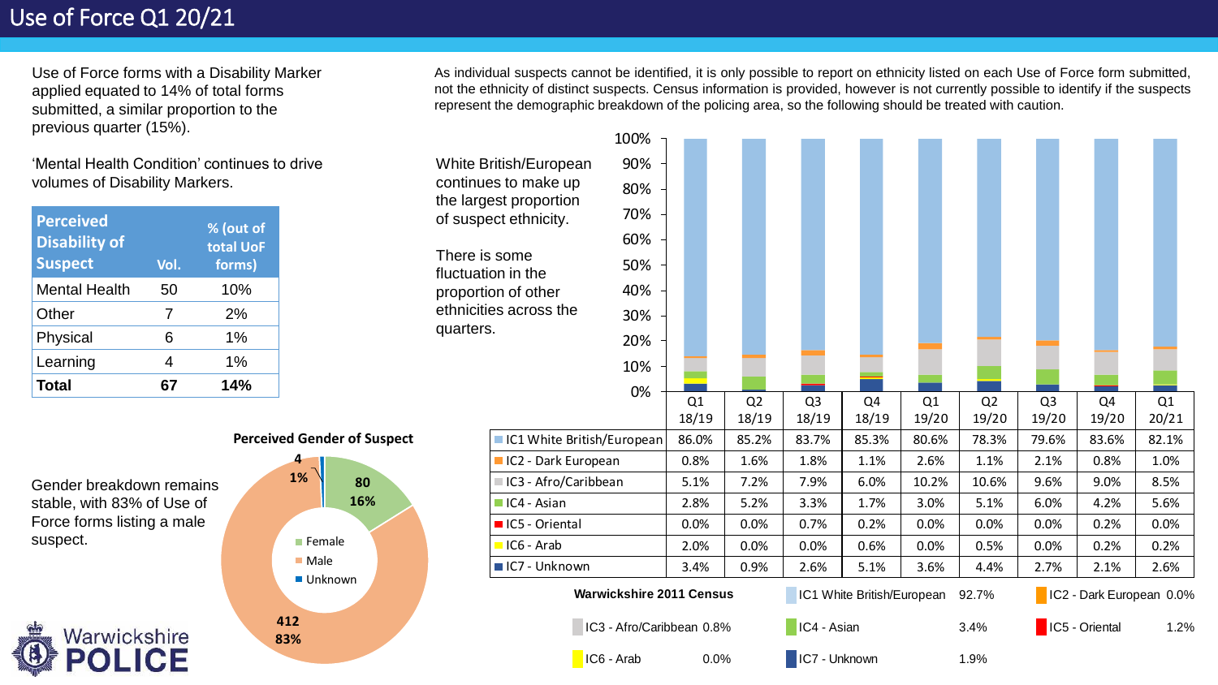# Use of Force Q1 20/21

Use of Force forms with a Disability Marker applied equated to 14% of total forms submitted, a similar proportion to the previous quarter (15%).

'Mental Health Condition' continues to drive volumes of Disability Markers.

| Perceived Disability of Suspect | Vol. | % (out of total UoF forms) |
|---|---|---|
| Mental Health | 50 | 10% |
| Other | 7 | 2% |
| Physical | 6 | 1% |
| Learning | 4 | 1% |
| **Total** | **67** | **14%** |

Gender breakdown remains stable, with 83% of Use of Force forms listing a male suspect.

**Perceived Gender of Suspect**

| Gender | Vol. | % |
|---|---|---|
| Female | 80 | 16% |
| Male | 412 | 83% |
| Unknown | 4 | 1% |

As individual suspects cannot be identified, it is only possible to report on ethnicity listed on each Use of Force form submitted, not the ethnicity of distinct suspects. Census information is provided, however is not currently possible to identify if the suspects represent the demographic breakdown of the policing area, so the following should be treated with caution.

White British/European continues to make up the largest proportion of suspect ethnicity.

There is some fluctuation in the proportion of other ethnicities across the quarters.

| | Q1 18/19 | Q2 18/19 | Q3 18/19 | Q4 18/19 | Q1 19/20 | Q2 19/20 | Q3 19/20 | Q4 19/20 | Q1 20/21 |
|---|---|---|---|---|---|---|---|---|---|
| IC1 White British/European | 86.0% | 85.2% | 83.7% | 85.3% | 80.6% | 78.3% | 79.6% | 83.6% | 82.1% |
| IC2 - Dark European | 0.8% | 1.6% | 1.8% | 1.1% | 2.6% | 1.1% | 2.1% | 0.8% | 1.0% |
| IC3 - Afro/Caribbean | 5.1% | 7.2% | 7.9% | 6.0% | 10.2% | 10.6% | 9.6% | 9.0% | 8.5% |
| IC4 - Asian | 2.8% | 5.2% | 3.3% | 1.7% | 3.0% | 5.1% | 6.0% | 4.2% | 5.6% |
| IC5 - Oriental | 0.0% | 0.0% | 0.7% | 0.2% | 0.0% | 0.0% | 0.0% | 0.2% | 0.0% |
| IC6 - Arab | 2.0% | 0.0% | 0.0% | 0.6% | 0.0% | 0.5% | 0.0% | 0.2% | 0.2% |
| IC7 - Unknown | 3.4% | 0.9% | 2.6% | 5.1% | 3.6% | 4.4% | 2.7% | 2.1% | 2.6% |

**Warwickshire 2011 Census**

| Ethnicity | % |
|---|---|
| IC1 White British/European | 92.7% |
| IC2 - Dark European | 0.0% |
| IC3 - Afro/Caribbean | 0.8% |
| IC4 - Asian | 3.4% |
| IC5 - Oriental | 1.2% |
| IC6 - Arab | 0.0% |
| IC7 - Unknown | 1.9% |

Warwickshire POLICE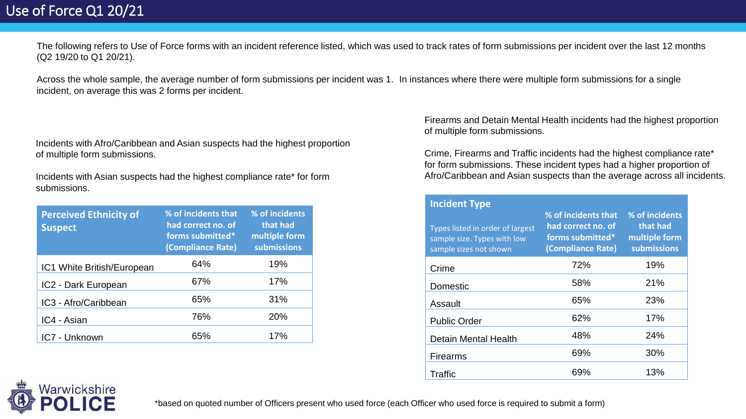# Use of Force Q1 20/21

The following refers to Use of Force forms with an incident reference listed, which was used to track rates of form submissions per incident over the last 12 months (Q2 19/20 to Q1 20/21).

Across the whole sample, the average number of form submissions per incident was 1. In instances where there were multiple form submissions for a single incident, on average this was 2 forms per incident.

Incidents with Afro/Caribbean and Asian suspects had the highest proportion of multiple form submissions.

Incidents with Asian suspects had the highest compliance rate* for form submissions.

| Perceived Ethnicity of Suspect | % of incidents that had correct no. of forms submitted* (Compliance Rate) | % of incidents that had multiple form submissions |
|---|---|---|
| IC1 White British/European | 64% | 19% |
| IC2 - Dark European | 67% | 17% |
| IC3 - Afro/Caribbean | 65% | 31% |
| IC4 - Asian | 76% | 20% |
| IC7 - Unknown | 65% | 17% |

Firearms and Detain Mental Health incidents had the highest proportion of multiple form submissions.

Crime, Firearms and Traffic incidents had the highest compliance rate* for form submissions. These incident types had a higher proportion of Afro/Caribbean and Asian suspects than the average across all incidents.

| Incident Type<br>Types listed in order of largest sample size. Types with low sample sizes not shown | % of incidents that had correct no. of forms submitted* (Compliance Rate) | % of incidents that had multiple form submissions |
|---|---|---|
| Crime | 72% | 19% |
| Domestic | 58% | 21% |
| Assault | 65% | 23% |
| Public Order | 62% | 17% |
| Detain Mental Health | 48% | 24% |
| Firearms | 69% | 30% |
| Traffic | 69% | 13% |

*based on quoted number of Officers present who used force (each Officer who used force is required to submit a form)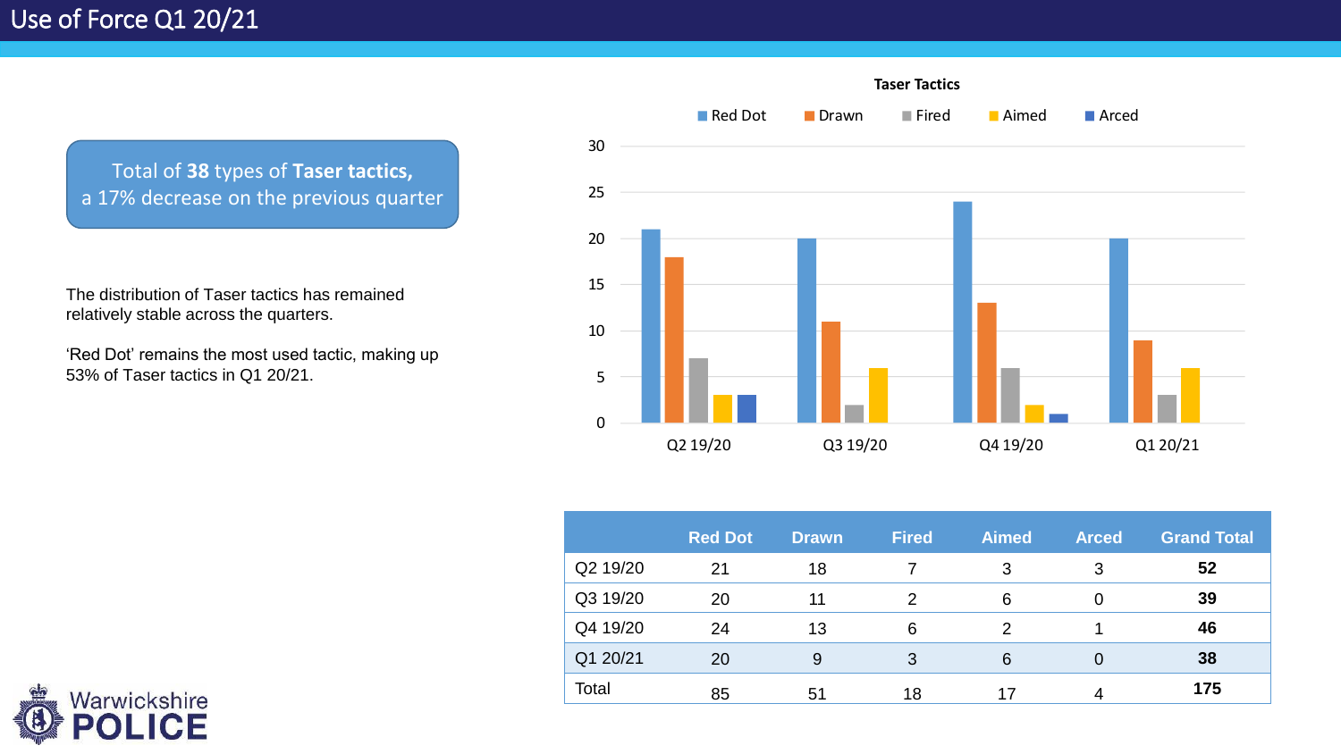# Use of Force Q1 20/21

Total of **38** types of **Taser tactics,** a 17% decrease on the previous quarter

The distribution of Taser tactics has remained relatively stable across the quarters.

'Red Dot' remains the most used tactic, making up 53% of Taser tactics in Q1 20/21.

**Taser Tactics**

| | Red Dot | Drawn | Fired | Aimed | Arced |
|---|---|---|---|---|---|
| Q2 19/20 | 21 | 18 | 7 | 3 | 3 |
| Q3 19/20 | 20 | 11 | 2 | 6 | 0 |
| Q4 19/20 | 24 | 13 | 6 | 2 | 1 |
| Q1 20/21 | 20 | 9 | 3 | 6 | 0 |

| | Red Dot | Drawn | Fired | Aimed | Arced | Grand Total |
|---|---|---|---|---|---|---|
| Q2 19/20 | 21 | 18 | 7 | 3 | 3 | **52** |
| Q3 19/20 | 20 | 11 | 2 | 6 | 0 | **39** |
| Q4 19/20 | 24 | 13 | 6 | 2 | 1 | **46** |
| Q1 20/21 | 20 | 9 | 3 | 6 | 0 | **38** |
| Total | 85 | 51 | 18 | 17 | 4 | **175** |

Warwickshire POLICE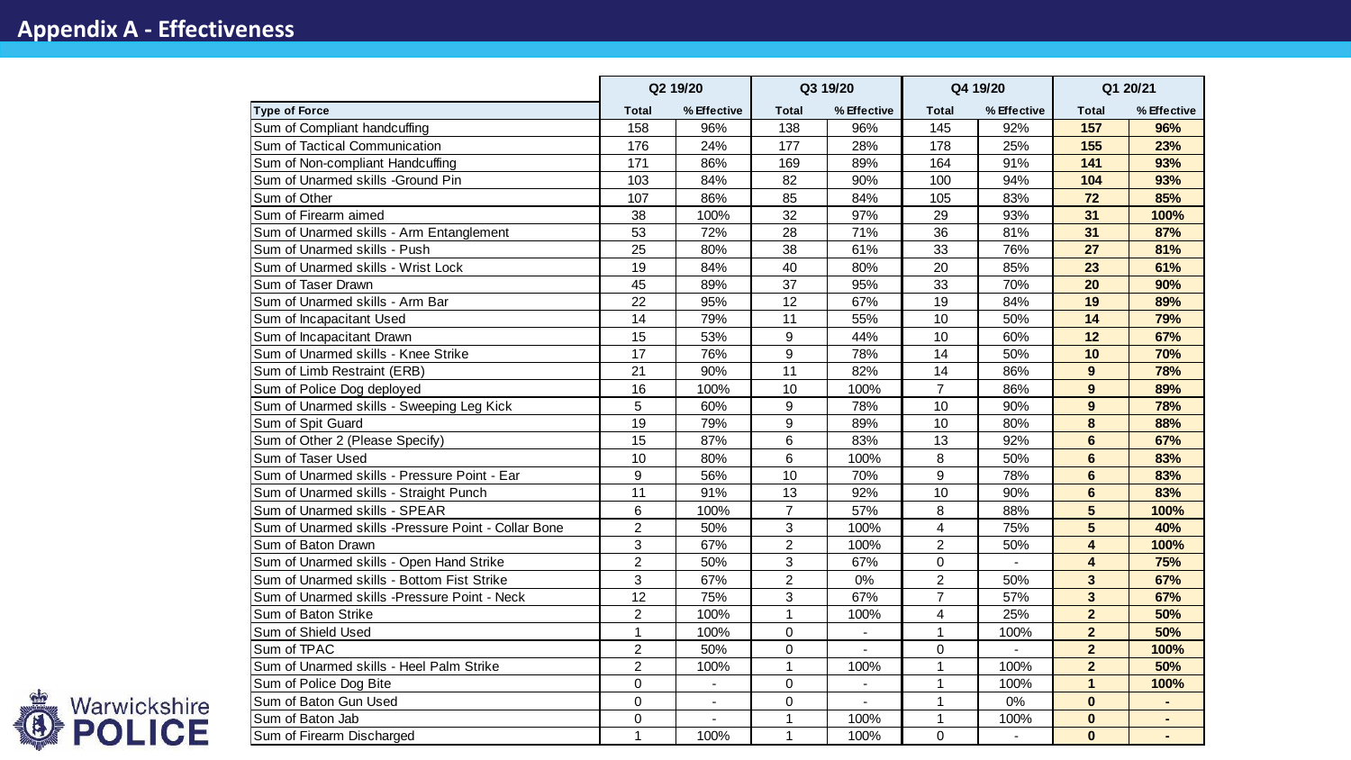## Appendix A - Effectiveness

| | Q2 19/20 | | Q3 19/20 | | Q4 19/20 | | Q1 20/21 | |
|---|---|---|---|---|---|---|---|---|
| **Type of Force** | **Total** | **% Effective** | **Total** | **% Effective** | **Total** | **% Effective** | **Total** | **% Effective** |
| Sum of Compliant handcuffing | 158 | 96% | 138 | 96% | 145 | 92% | **157** | **96%** |
| Sum of Tactical Communication | 176 | 24% | 177 | 28% | 178 | 25% | **155** | **23%** |
| Sum of Non-compliant Handcuffing | 171 | 86% | 169 | 89% | 164 | 91% | **141** | **93%** |
| Sum of Unarmed skills -Ground Pin | 103 | 84% | 82 | 90% | 100 | 94% | **104** | **93%** |
| Sum of Other | 107 | 86% | 85 | 84% | 105 | 83% | **72** | **85%** |
| Sum of Firearm aimed | 38 | 100% | 32 | 97% | 29 | 93% | **31** | **100%** |
| Sum of Unarmed skills - Arm Entanglement | 53 | 72% | 28 | 71% | 36 | 81% | **31** | **87%** |
| Sum of Unarmed skills - Push | 25 | 80% | 38 | 61% | 33 | 76% | **27** | **81%** |
| Sum of Unarmed skills - Wrist Lock | 19 | 84% | 40 | 80% | 20 | 85% | **23** | **61%** |
| Sum of Taser Drawn | 45 | 89% | 37 | 95% | 33 | 70% | **20** | **90%** |
| Sum of Unarmed skills - Arm Bar | 22 | 95% | 12 | 67% | 19 | 84% | **19** | **89%** |
| Sum of Incapacitant Used | 14 | 79% | 11 | 55% | 10 | 50% | **14** | **79%** |
| Sum of Incapacitant Drawn | 15 | 53% | 9 | 44% | 10 | 60% | **12** | **67%** |
| Sum of Unarmed skills - Knee Strike | 17 | 76% | 9 | 78% | 14 | 50% | **10** | **70%** |
| Sum of Limb Restraint (ERB) | 21 | 90% | 11 | 82% | 14 | 86% | **9** | **78%** |
| Sum of Police Dog deployed | 16 | 100% | 10 | 100% | 7 | 86% | **9** | **89%** |
| Sum of Unarmed skills - Sweeping Leg Kick | 5 | 60% | 9 | 78% | 10 | 90% | **9** | **78%** |
| Sum of Spit Guard | 19 | 79% | 9 | 89% | 10 | 80% | **8** | **88%** |
| Sum of Other 2 (Please Specify) | 15 | 87% | 6 | 83% | 13 | 92% | **6** | **67%** |
| Sum of Taser Used | 10 | 80% | 6 | 100% | 8 | 50% | **6** | **83%** |
| Sum of Unarmed skills - Pressure Point - Ear | 9 | 56% | 10 | 70% | 9 | 78% | **6** | **83%** |
| Sum of Unarmed skills - Straight Punch | 11 | 91% | 13 | 92% | 10 | 90% | **6** | **83%** |
| Sum of Unarmed skills - SPEAR | 6 | 100% | 7 | 57% | 8 | 88% | **5** | **100%** |
| Sum of Unarmed skills -Pressure Point - Collar Bone | 2 | 50% | 3 | 100% | 4 | 75% | **5** | **40%** |
| Sum of Baton Drawn | 3 | 67% | 2 | 100% | 2 | 50% | **4** | **100%** |
| Sum of Unarmed skills - Open Hand Strike | 2 | 50% | 3 | 67% | 0 | - | **4** | **75%** |
| Sum of Unarmed skills - Bottom Fist Strike | 3 | 67% | 2 | 0% | 2 | 50% | **3** | **67%** |
| Sum of Unarmed skills -Pressure Point - Neck | 12 | 75% | 3 | 67% | 7 | 57% | **3** | **67%** |
| Sum of Baton Strike | 2 | 100% | 1 | 100% | 4 | 25% | **2** | **50%** |
| Sum of Shield Used | 1 | 100% | 0 | - | 1 | 100% | **2** | **50%** |
| Sum of TPAC | 2 | 50% | 0 | - | 0 | - | **2** | **100%** |
| Sum of Unarmed skills - Heel Palm Strike | 2 | 100% | 1 | 100% | 1 | 100% | **2** | **50%** |
| Sum of Police Dog Bite | 0 | - | 0 | - | 1 | 100% | **1** | **100%** |
| Sum of Baton Gun Used | 0 | - | 0 | - | 1 | 0% | **0** | **-** |
| Sum of Baton Jab | 0 | - | 1 | 100% | 1 | 100% | **0** | **-** |
| Sum of Firearm Discharged | 1 | 100% | 1 | 100% | 0 | - | **0** | **-** |

Warwickshire POLICE